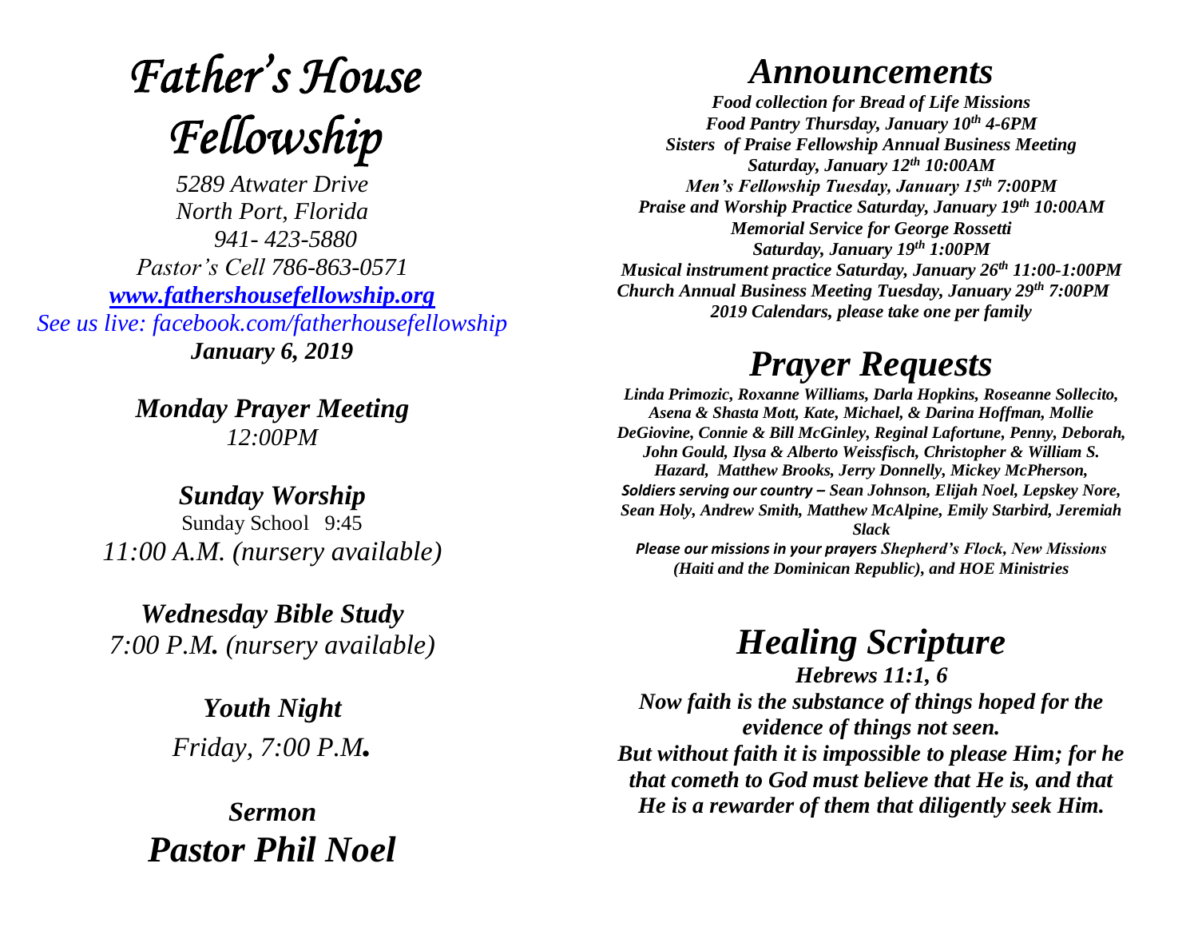# *Father's House Fellowship*

*5289 Atwater Drive*
*North Port, Florida*
*941- 423-5880*
*Pastor's Cell 786-863-0571*
*www.fathershousefellowship.org*
*See us live: facebook.com/fatherhousefellowship*
***January 6, 2019***

***Monday Prayer Meeting***
*12:00PM*

***Sunday Worship***
Sunday School 9:45
*11:00 A.M. (nursery available)*

***Wednesday Bible Study***
*7:00 P.M. (nursery available)*

***Youth Night***
*Friday, 7:00 P.M.*

***Sermon***
***Pastor Phil Noel***

## *Announcements*

***Food collection for Bread of Life Missions***
***Food Pantry Thursday, January 10th 4-6PM***
***Sisters of Praise Fellowship Annual Business Meeting Saturday, January 12th 10:00AM***
***Men's Fellowship Tuesday, January 15th 7:00PM***
***Praise and Worship Practice Saturday, January 19th 10:00AM***
***Memorial Service for George Rossetti Saturday, January 19th 1:00PM***
***Musical instrument practice Saturday, January 26th 11:00-1:00PM***
***Church Annual Business Meeting Tuesday, January 29th 7:00PM***
***2019 Calendars, please take one per family***

## *Prayer Requests*

***Linda Primozic, Roxanne Williams, Darla Hopkins, Roseanne Sollecito, Asena & Shasta Mott, Kate, Michael, & Darina Hoffman, Mollie DeGiovine, Connie & Bill McGinley, Reginal Lafortune, Penny, Deborah, John Gould, Ilysa & Alberto Weissfisch, Christopher & William S. Hazard, Matthew Brooks, Jerry Donnelly, Mickey McPherson, Soldiers serving our country – Sean Johnson, Elijah Noel, Lepskey Nore, Sean Holy, Andrew Smith, Matthew McAlpine, Emily Starbird, Jeremiah Slack***

***Please our missions in your prayers Shepherd's Flock, New Missions (Haiti and the Dominican Republic), and HOE Ministries***

## *Healing Scripture*

***Hebrews 11:1, 6***
***Now faith is the substance of things hoped for the evidence of things not seen.***
***But without faith it is impossible to please Him; for he that cometh to God must believe that He is, and that He is a rewarder of them that diligently seek Him.***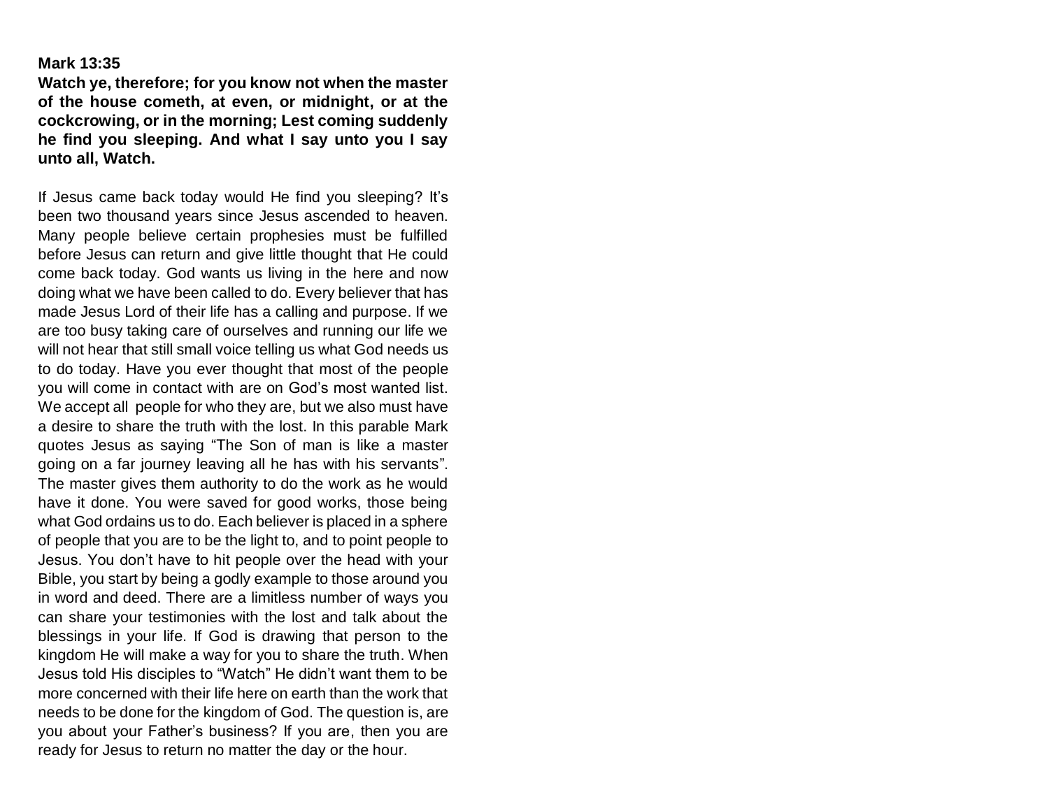**Mark 13:35**

**Watch ye, therefore; for you know not when the master of the house cometh, at even, or midnight, or at the cockcrowing, or in the morning; Lest coming suddenly he find you sleeping. And what I say unto you I say unto all, Watch.**

If Jesus came back today would He find you sleeping? It's been two thousand years since Jesus ascended to heaven. Many people believe certain prophesies must be fulfilled before Jesus can return and give little thought that He could come back today. God wants us living in the here and now doing what we have been called to do. Every believer that has made Jesus Lord of their life has a calling and purpose. If we are too busy taking care of ourselves and running our life we will not hear that still small voice telling us what God needs us to do today. Have you ever thought that most of the people you will come in contact with are on God's most wanted list. We accept all people for who they are, but we also must have a desire to share the truth with the lost. In this parable Mark quotes Jesus as saying "The Son of man is like a master going on a far journey leaving all he has with his servants". The master gives them authority to do the work as he would have it done. You were saved for good works, those being what God ordains us to do. Each believer is placed in a sphere of people that you are to be the light to, and to point people to Jesus. You don't have to hit people over the head with your Bible, you start by being a godly example to those around you in word and deed. There are a limitless number of ways you can share your testimonies with the lost and talk about the blessings in your life. If God is drawing that person to the kingdom He will make a way for you to share the truth. When Jesus told His disciples to "Watch" He didn't want them to be more concerned with their life here on earth than the work that needs to be done for the kingdom of God. The question is, are you about your Father's business? If you are, then you are ready for Jesus to return no matter the day or the hour.